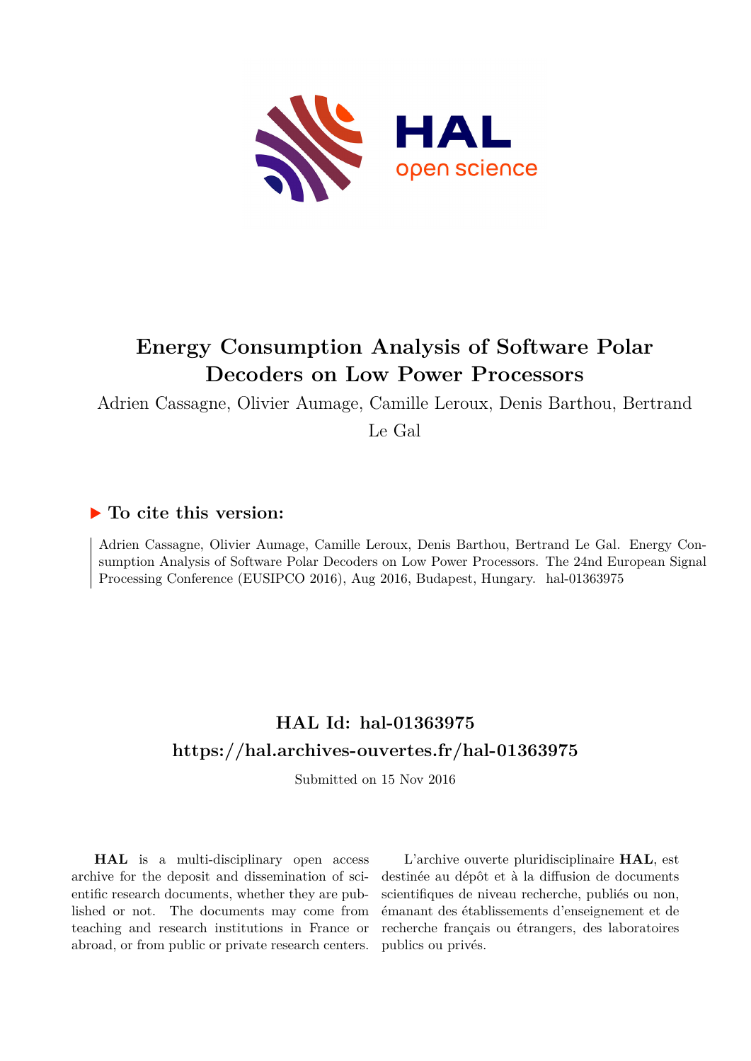# Energy Consumption Analysis of Software Polar Decoders on Low Power Processors

Adrien Cassagne, Olivier Aumage, Camille Leroux, Denis Barthou, Bertrand Le Gal

### ▶ To cite this version:

Adrien Cassagne, Olivier Aumage, Camille Leroux, Denis Barthou, Bertrand Le Gal. Energy Consumption Analysis of Software Polar Decoders on Low Power Processors. The 24nd European Signal Processing Conference (EUSIPCO 2016), Aug 2016, Budapest, Hungary. hal-01363975

## HAL Id: hal-01363975
## https://hal.archives-ouvertes.fr/hal-01363975

Submitted on 15 Nov 2016

**HAL** is a multi-disciplinary open access archive for the deposit and dissemination of scientific research documents, whether they are published or not. The documents may come from teaching and research institutions in France or abroad, or from public or private research centers.

L'archive ouverte pluridisciplinaire **HAL**, est destinée au dépôt et à la diffusion de documents scientifiques de niveau recherche, publiés ou non, émanant des établissements d'enseignement et de recherche français ou étrangers, des laboratoires publics ou privés.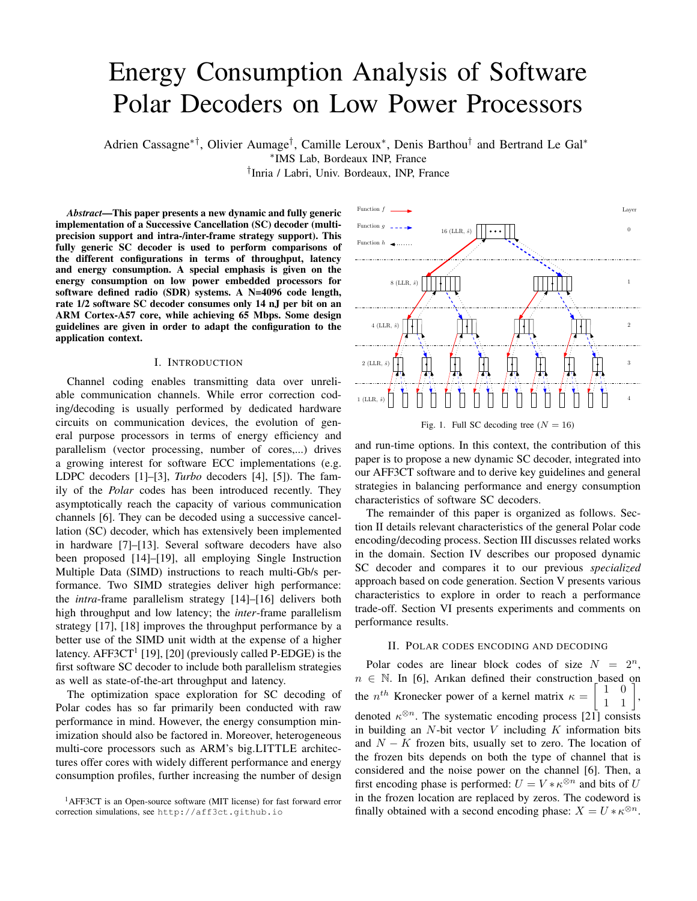# Energy Consumption Analysis of Software Polar Decoders on Low Power Processors

Adrien Cassagne*†, Olivier Aumage†, Camille Leroux*, Denis Barthou† and Bertrand Le Gal*

*IMS Lab, Bordeaux INP, France

†Inria / Labri, Univ. Bordeaux, INP, France

***Abstract*—This paper presents a new dynamic and fully generic implementation of a Successive Cancellation (SC) decoder (multi-precision support and intra-/inter-frame strategy support). This fully generic SC decoder is used to perform comparisons of the different configurations in terms of throughput, latency and energy consumption. A special emphasis is given on the energy consumption on low power embedded processors for software defined radio (SDR) systems. A N=4096 code length, rate 1/2 software SC decoder consumes only 14 nJ per bit on an ARM Cortex-A57 core, while achieving 65 Mbps. Some design guidelines are given in order to adapt the configuration to the application context.**

## I. Introduction

Channel coding enables transmitting data over unreliable communication channels. While error correction coding/decoding is usually performed by dedicated hardware circuits on communication devices, the evolution of general purpose processors in terms of energy efficiency and parallelism (vector processing, number of cores,...) drives a growing interest for software ECC implementations (e.g. LDPC decoders [1]–[3], *Turbo* decoders [4], [5]). The family of the *Polar* codes has been introduced recently. They asymptotically reach the capacity of various communication channels [6]. They can be decoded using a successive cancellation (SC) decoder, which has extensively been implemented in hardware [7]–[13]. Several software decoders have also been proposed [14]–[19], all employing Single Instruction Multiple Data (SIMD) instructions to reach multi-Gb/s performance. Two SIMD strategies deliver high performance: the *intra*-frame parallelism strategy [14]–[16] delivers both high throughput and low latency; the *inter*-frame parallelism strategy [17], [18] improves the throughput performance by a better use of the SIMD unit width at the expense of a higher latency. AFF3CT[1] [19], [20] (previously called P-EDGE) is the first software SC decoder to include both parallelism strategies as well as state-of-the-art throughput and latency.

The optimization space exploration for SC decoding of Polar codes has so far primarily been conducted with raw performance in mind. However, the energy consumption minimization should also be factored in. Moreover, heterogeneous multi-core processors such as ARM's big.LITTLE architectures offer cores with widely different performance and energy consumption profiles, further increasing the number of design and run-time options. In this context, the contribution of this paper is to propose a new dynamic SC decoder, integrated into our AFF3CT software and to derive key guidelines and general strategies in balancing performance and energy consumption characteristics of software SC decoders.

Fig. 1. Full SC decoding tree ($N = 16$)

The remainder of this paper is organized as follows. Section II details relevant characteristics of the general Polar code encoding/decoding process. Section III discusses related works in the domain. Section IV describes our proposed dynamic SC decoder and compares it to our previous *specialized* approach based on code generation. Section V presents various characteristics to explore in order to reach a performance trade-off. Section VI presents experiments and comments on performance results.

## II. Polar codes encoding and decoding

Polar codes are linear block codes of size $N = 2^n$, $n \in \mathbb{N}$. In [6], Arıkan defined their construction based on the $n^{th}$ Kronecker power of a kernel matrix $\kappa = \begin{bmatrix} 1 & 0 \\ 1 & 1 \end{bmatrix}$, denoted $\kappa^{\otimes n}$. The systematic encoding process [21] consists in building an $N$-bit vector $V$ including $K$ information bits and $N - K$ frozen bits, usually set to zero. The location of the frozen bits depends on both the type of channel that is considered and the noise power on the channel [6]. Then, a first encoding phase is performed: $U = V * \kappa^{\otimes n}$ and bits of $U$ in the frozen location are replaced by zeros. The codeword is finally obtained with a second encoding phase: $X = U * \kappa^{\otimes n}$.

[1] AFF3CT is an Open-source software (MIT license) for fast forward error correction simulations, see http://aff3ct.github.io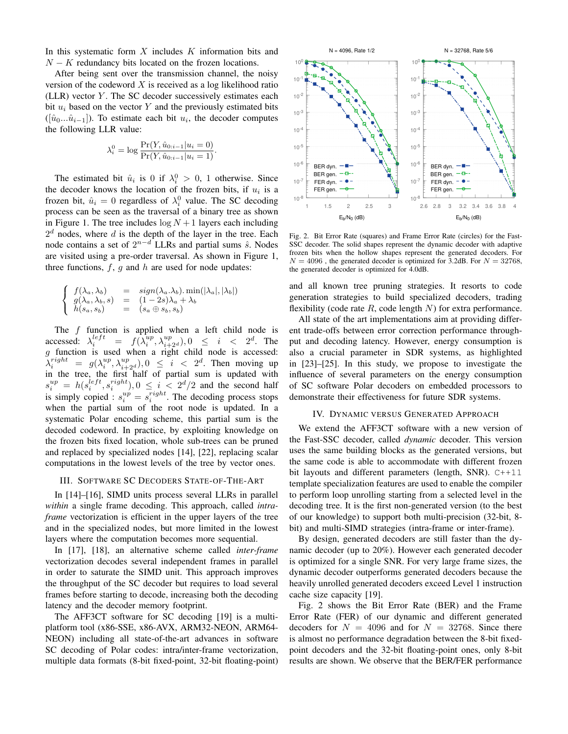In this systematic form $X$ includes $K$ information bits and $N - K$ redundancy bits located on the frozen locations.

After being sent over the transmission channel, the noisy version of the codeword $X$ is received as a log likelihood ratio (LLR) vector $Y$. The SC decoder successively estimates each bit $u_i$ based on the vector $Y$ and the previously estimated bits ($[\hat{u}_0 ... \hat{u}_{i-1}]$). To estimate each bit $u_i$, the decoder computes the following LLR value:

$$\lambda_i^0 = \log \frac{\Pr(Y, \hat{u}_{0:i-1} | u_i = 0)}{\Pr(Y, \hat{u}_{0:i-1} | u_i = 1)}.$$

The estimated bit $\hat{u}_i$ is 0 if $\lambda_i^0 > 0$, 1 otherwise. Since the decoder knows the location of the frozen bits, if $u_i$ is a frozen bit, $\hat{u}_i = 0$ regardless of $\lambda_i^0$ value. The SC decoding process can be seen as the traversal of a binary tree as shown in Figure 1. The tree includes $\log N + 1$ layers each including $2^d$ nodes, where $d$ is the depth of the layer in the tree. Each node contains a set of $2^{n-d}$ LLRs and partial sums $\hat{s}$. Nodes are visited using a pre-order traversal. As shown in Figure 1, three functions, $f$, $g$ and $h$ are used for node updates:

$$\begin{cases} f(\lambda_a, \lambda_b) &= sign(\lambda_a . \lambda_b). \min(|\lambda_a|, |\lambda_b|) \\ g(\lambda_a, \lambda_b, s) &= (1 - 2s)\lambda_a + \lambda_b \\ h(s_a, s_b) &= (s_a \oplus s_b, s_b) \end{cases}$$

The $f$ function is applied when a left child node is accessed: $\lambda_i^{left} = f(\lambda_i^{up}, \lambda_{i+2^d}^{up}), 0 \leq i < 2^d$. The $g$ function is used when a right child node is accessed: $\lambda_i^{right} = g(\lambda_i^{up}, \lambda_{i+2^d}^{up}), 0 \leq i < 2^d$. Then moving up in the tree, the first half of partial sum is updated with $s_i^{up} = h(s_i^{left}, s_i^{right}), 0 \leq i < 2^d/2$ and the second half is simply copied : $s_i^{up} = s_i^{right}$. The decoding process stops when the partial sum of the root node is updated. In a systematic Polar encoding scheme, this partial sum is the decoded codeword. In practice, by exploiting knowledge on the frozen bits fixed location, whole sub-trees can be pruned and replaced by specialized nodes [14], [22], replacing scalar computations in the lowest levels of the tree by vector ones.

## III. Software SC Decoders State-of-the-Art

In [14]–[16], SIMD units process several LLRs in parallel *within* a single frame decoding. This approach, called *intra-frame* vectorization is efficient in the upper layers of the tree and in the specialized nodes, but more limited in the lowest layers where the computation becomes more sequential.

In [17], [18], an alternative scheme called *inter-frame* vectorization decodes several independent frames in parallel in order to saturate the SIMD unit. This approach improves the throughput of the SC decoder but requires to load several frames before starting to decode, increasing both the decoding latency and the decoder memory footprint.

The AFF3CT software for SC decoding [19] is a multi-platform tool (x86-SSE, x86-AVX, ARM32-NEON, ARM64-NEON) including all state-of-the-art advances in software SC decoding of Polar codes: intra/inter-frame vectorization, multiple data formats (8-bit fixed-point, 32-bit floating-point) and all known tree pruning strategies. It resorts to code generation strategies to build specialized decoders, trading flexibility (code rate $R$, code length $N$) for extra performance.

All state of the art implementations aim at providing different trade-offs between error correction performance throughput and decoding latency. However, energy consumption is also a crucial parameter in SDR systems, as highlighted in [23]–[25]. In this study, we propose to investigate the influence of several parameters on the energy consumption of SC software Polar decoders on embedded processors to demonstrate their effectiveness for future SDR systems.

Fig. 2. Bit Error Rate (squares) and Frame Error Rate (circles) for the Fast-SSC decoder. The solid shapes represent the dynamic decoder with adaptive frozen bits when the hollow shapes represent the generated decoders. For $N = 4096$ , the generated decoder is optimized for 3.2dB. For $N = 32768$, the generated decoder is optimized for 4.0dB.

## IV. Dynamic versus Generated Approach

We extend the AFF3CT software with a new version of the Fast-SSC decoder, called *dynamic* decoder. This version uses the same building blocks as the generated versions, but the same code is able to accommodate with different frozen bit layouts and different parameters (length, SNR). `C++11` template specialization features are used to enable the compiler to perform loop unrolling starting from a selected level in the decoding tree. It is the first non-generated version (to the best of our knowledge) to support both multi-precision (32-bit, 8-bit) and multi-SIMD strategies (intra-frame or inter-frame).

By design, generated decoders are still faster than the dynamic decoder (up to 20%). However each generated decoder is optimized for a single SNR. For very large frame sizes, the dynamic decoder outperforms generated decoders because the heavily unrolled generated decoders exceed Level 1 instruction cache size capacity [19].

Fig. 2 shows the Bit Error Rate (BER) and the Frame Error Rate (FER) of our dynamic and different generated decoders for $N = 4096$ and for $N = 32768$. Since there is almost no performance degradation between the 8-bit fixed-point decoders and the 32-bit floating-point ones, only 8-bit results are shown. We observe that the BER/FER performance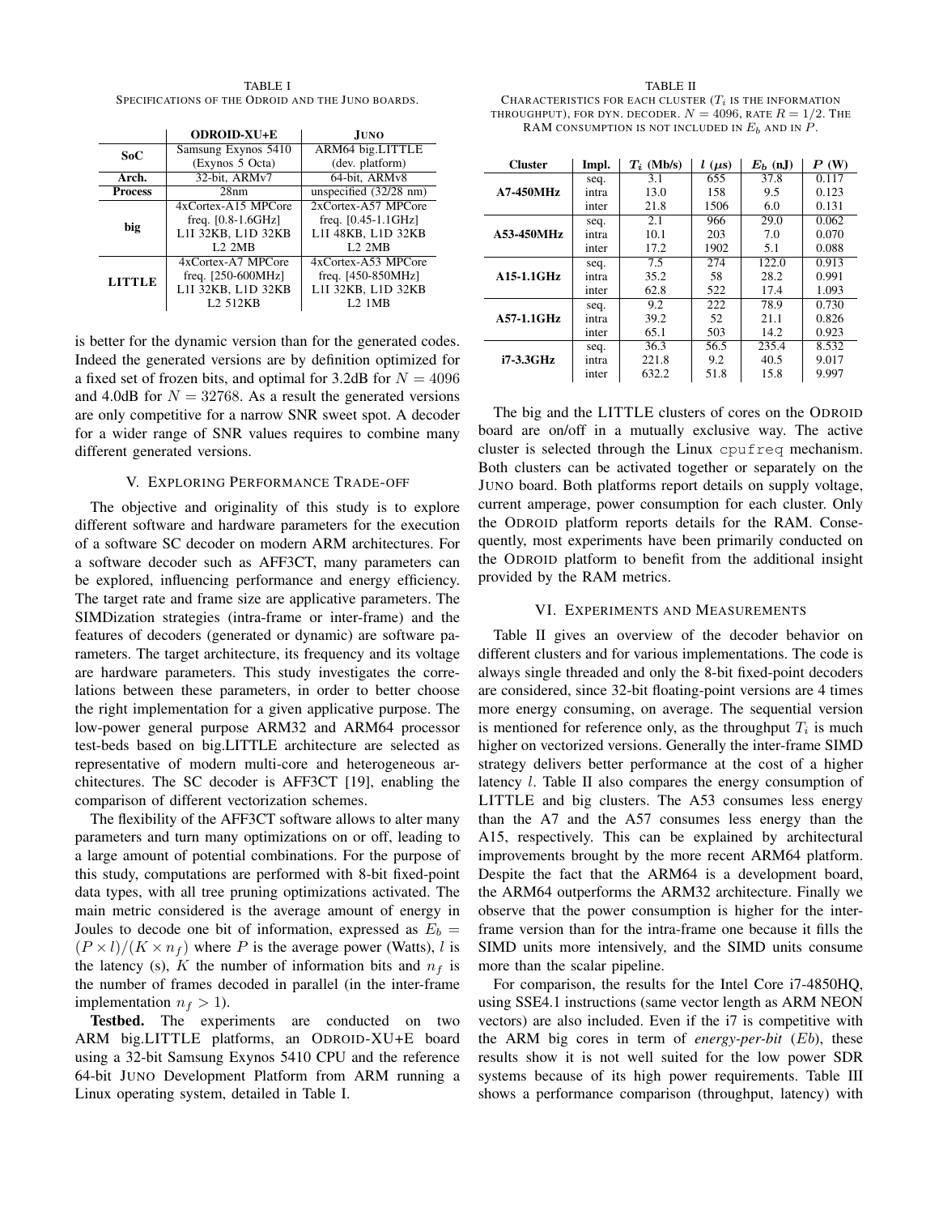TABLE I
SPECIFICATIONS OF THE ODROID AND THE JUNO BOARDS.

| | **ODROID-XU+E** | **JUNO** |
|---|---|---|
| **SoC** | Samsung Exynos 5410 (Exynos 5 Octa) | ARM64 big.LITTLE (dev. platform) |
| **Arch.** | 32-bit, ARMv7 | 64-bit, ARMv8 |
| **Process** | 28nm | unspecified (32/28 nm) |
| **big** | 4xCortex-A15 MPCore freq. [0.8-1.6GHz] L1I 32KB, L1D 32KB L2 2MB | 2xCortex-A57 MPCore freq. [0.45-1.1GHz] L1I 48KB, L1D 32KB L2 2MB |
| **LITTLE** | 4xCortex-A7 MPCore freq. [250-600MHz] L1I 32KB, L1D 32KB L2 512KB | 4xCortex-A53 MPCore freq. [450-850MHz] L1I 32KB, L1D 32KB L2 1MB |

is better for the dynamic version than for the generated codes. Indeed the generated versions are by definition optimized for a fixed set of frozen bits, and optimal for 3.2dB for $N = 4096$ and 4.0dB for $N = 32768$. As a result the generated versions are only competitive for a narrow SNR sweet spot. A decoder for a wider range of SNR values requires to combine many different generated versions.

## V. EXPLORING PERFORMANCE TRADE-OFF

The objective and originality of this study is to explore different software and hardware parameters for the execution of a software SC decoder on modern ARM architectures. For a software decoder such as AFF3CT, many parameters can be explored, influencing performance and energy efficiency. The target rate and frame size are applicative parameters. The SIMDization strategies (intra-frame or inter-frame) and the features of decoders (generated or dynamic) are software parameters. The target architecture, its frequency and its voltage are hardware parameters. This study investigates the correlations between these parameters, in order to better choose the right implementation for a given applicative purpose. The low-power general purpose ARM32 and ARM64 processor test-beds based on big.LITTLE architecture are selected as representative of modern multi-core and heterogeneous architectures. The SC decoder is AFF3CT [19], enabling the comparison of different vectorization schemes.

The flexibility of the AFF3CT software allows to alter many parameters and turn many optimizations on or off, leading to a large amount of potential combinations. For the purpose of this study, computations are performed with 8-bit fixed-point data types, with all tree pruning optimizations activated. The main metric considered is the average amount of energy in Joules to decode one bit of information, expressed as $E_b = (P \times l)/(K \times n_f)$ where $P$ is the average power (Watts), $l$ is the latency (s), $K$ the number of information bits and $n_f$ is the number of frames decoded in parallel (in the inter-frame implementation $n_f > 1$).

**Testbed.** The experiments are conducted on two ARM big.LITTLE platforms, an ODROID-XU+E board using a 32-bit Samsung Exynos 5410 CPU and the reference 64-bit JUNO Development Platform from ARM running a Linux operating system, detailed in Table I.

TABLE II
CHARACTERISTICS FOR EACH CLUSTER ($T_i$ IS THE INFORMATION THROUGHPUT), FOR DYN. DECODER. $N = 4096$, RATE $R = 1/2$. THE RAM CONSUMPTION IS NOT INCLUDED IN $E_b$ AND IN $P$.

| Cluster | Impl. | $T_i$ (Mb/s) | $l$ ($\mu$s) | $E_b$ (nJ) | $P$ (W) |
|---|---|---|---|---|---|
| **A7-450MHz** | seq. | 3.1 | 655 | 37.8 | 0.117 |
| | intra | 13.0 | 158 | 9.5 | 0.123 |
| | inter | 21.8 | 1506 | 6.0 | 0.131 |
| **A53-450MHz** | seq. | 2.1 | 966 | 29.0 | 0.062 |
| | intra | 10.1 | 203 | 7.0 | 0.070 |
| | inter | 17.2 | 1902 | 5.1 | 0.088 |
| **A15-1.1GHz** | seq. | 7.5 | 274 | 122.0 | 0.913 |
| | intra | 35.2 | 58 | 28.2 | 0.991 |
| | inter | 62.8 | 522 | 17.4 | 1.093 |
| **A57-1.1GHz** | seq. | 9.2 | 222 | 78.9 | 0.730 |
| | intra | 39.2 | 52 | 21.1 | 0.826 |
| | inter | 65.1 | 503 | 14.2 | 0.923 |
| **i7-3.3GHz** | seq. | 36.3 | 56.5 | 235.4 | 8.532 |
| | intra | 221.8 | 9.2 | 40.5 | 9.017 |
| | inter | 632.2 | 51.8 | 15.8 | 9.997 |

The big and the LITTLE clusters of cores on the ODROID board are on/off in a mutually exclusive way. The active cluster is selected through the Linux `cpufreq` mechanism. Both clusters can be activated together or separately on the JUNO board. Both platforms report details on supply voltage, current amperage, power consumption for each cluster. Only the ODROID platform reports details for the RAM. Consequently, most experiments have been primarily conducted on the ODROID platform to benefit from the additional insight provided by the RAM metrics.

## VI. EXPERIMENTS AND MEASUREMENTS

Table II gives an overview of the decoder behavior on different clusters and for various implementations. The code is always single threaded and only the 8-bit fixed-point decoders are considered, since 32-bit floating-point versions are 4 times more energy consuming, on average. The sequential version is mentioned for reference only, as the throughput $T_i$ is much higher on vectorized versions. Generally the inter-frame SIMD strategy delivers better performance at the cost of a higher latency $l$. Table II also compares the energy consumption of LITTLE and big clusters. The A53 consumes less energy than the A7 and the A57 consumes less energy than the A15, respectively. This can be explained by architectural improvements brought by the more recent ARM64 platform. Despite the fact that the ARM64 is a development board, the ARM64 outperforms the ARM32 architecture. Finally we observe that the power consumption is higher for the inter-frame version than for the intra-frame one because it fills the SIMD units more intensively, and the SIMD units consume more than the scalar pipeline.

For comparison, the results for the Intel Core i7-4850HQ, using SSE4.1 instructions (same vector length as ARM NEON vectors) are also included. Even if the i7 is competitive with the ARM big cores in term of *energy-per-bit* ($Eb$), these results show it is not well suited for the low power SDR systems because of its high power requirements. Table III shows a performance comparison (throughput, latency) with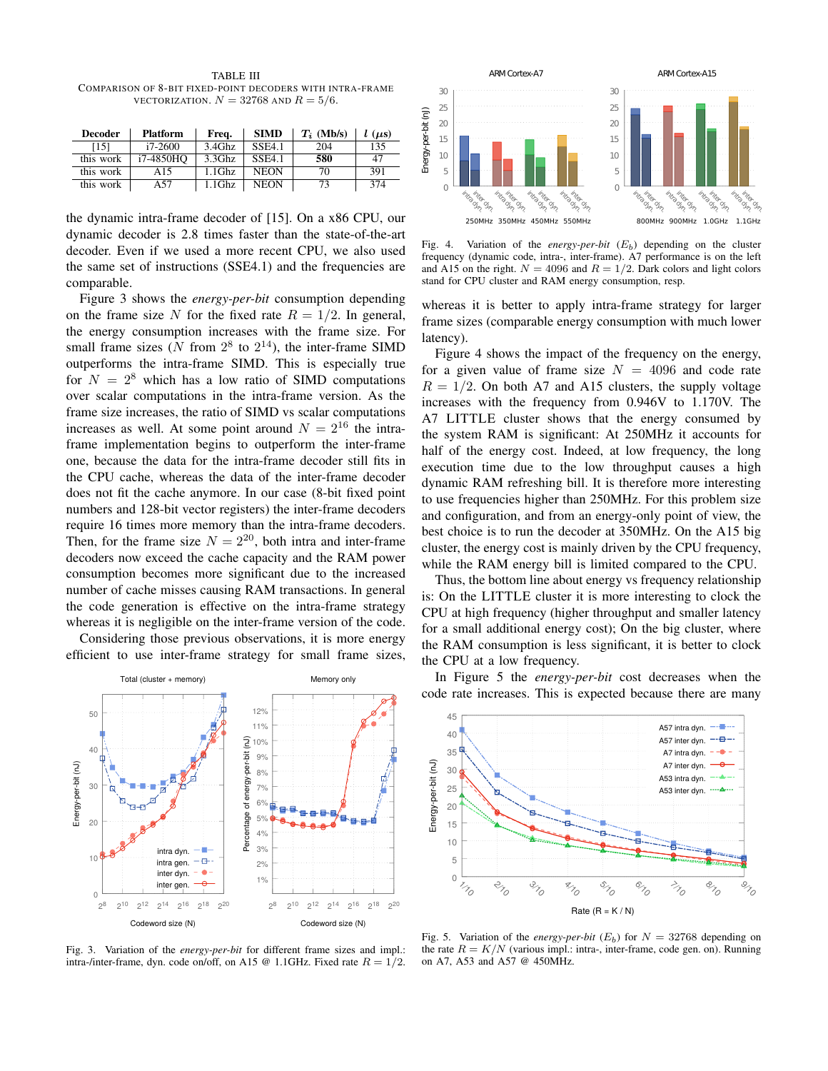TABLE III
COMPARISON OF 8-BIT FIXED-POINT DECODERS WITH INTRA-FRAME VECTORIZATION. $N = 32768$ AND $R = 5/6$.

| Decoder | Platform | Freq. | SIMD | $T_i$ (Mb/s) | $l$ ($\mu s$) |
|---|---|---|---|---|---|
| [15] | i7-2600 | 3.4Ghz | SSE4.1 | 204 | 135 |
| this work | i7-4850HQ | 3.3Ghz | SSE4.1 | **580** | 47 |
| this work | A15 | 1.1Ghz | NEON | 70 | 391 |
| this work | A57 | 1.1Ghz | NEON | 73 | 374 |

the dynamic intra-frame decoder of [15]. On a x86 CPU, our dynamic decoder is 2.8 times faster than the state-of-the-art decoder. Even if we used a more recent CPU, we also used the same set of instructions (SSE4.1) and the frequencies are comparable.

Figure 3 shows the *energy-per-bit* consumption depending on the frame size $N$ for the fixed rate $R = 1/2$. In general, the energy consumption increases with the frame size. For small frame sizes ($N$ from $2^8$ to $2^{14}$), the inter-frame SIMD outperforms the intra-frame SIMD. This is especially true for $N = 2^8$ which has a low ratio of SIMD computations over scalar computations in the intra-frame version. As the frame size increases, the ratio of SIMD vs scalar computations increases as well. At some point around $N = 2^{16}$ the intra-frame implementation begins to outperform the inter-frame one, because the data for the intra-frame decoder still fits in the CPU cache, whereas the data of the inter-frame decoder does not fit the cache anymore. In our case (8-bit fixed point numbers and 128-bit vector registers) the inter-frame decoders require 16 times more memory than the intra-frame decoders. Then, for the frame size $N = 2^{20}$, both intra and inter-frame decoders now exceed the cache capacity and the RAM power consumption becomes more significant due to the increased number of cache misses causing RAM transactions. In general the code generation is effective on the intra-frame strategy whereas it is negligible on the inter-frame version of the code.

Considering those previous observations, it is more energy efficient to use inter-frame strategy for small frame sizes, whereas it is better to apply intra-frame strategy for larger frame sizes (comparable energy consumption with much lower latency).

Fig. 3. Variation of the *energy-per-bit* for different frame sizes and impl.: intra-/inter-frame, dyn. code on/off, on A15 @ 1.1GHz. Fixed rate $R = 1/2$.

Fig. 4. Variation of the *energy-per-bit* ($E_b$) depending on the cluster frequency (dynamic code, intra-, inter-frame). A7 performance is on the left and A15 on the right. $N = 4096$ and $R = 1/2$. Dark colors and light colors stand for CPU cluster and RAM energy consumption, resp.

Figure 4 shows the impact of the frequency on the energy, for a given value of frame size $N = 4096$ and code rate $R = 1/2$. On both A7 and A15 clusters, the supply voltage increases with the frequency from 0.946V to 1.170V. The A7 LITTLE cluster shows that the energy consumed by the system RAM is significant: At 250MHz it accounts for half of the energy cost. Indeed, at low frequency, the long execution time due to the low throughput causes a high dynamic RAM refreshing bill. It is therefore more interesting to use frequencies higher than 250MHz. For this problem size and configuration, and from an energy-only point of view, the best choice is to run the decoder at 350MHz. On the A15 big cluster, the energy cost is mainly driven by the CPU frequency, while the RAM energy bill is limited compared to the CPU.

Thus, the bottom line about energy vs frequency relationship is: On the LITTLE cluster it is more interesting to clock the CPU at high frequency (higher throughput and smaller latency for a small additional energy cost); On the big cluster, where the RAM consumption is less significant, it is better to clock the CPU at a low frequency.

In Figure 5 the *energy-per-bit* cost decreases when the code rate increases. This is expected because there are many

Fig. 5. Variation of the *energy-per-bit* ($E_b$) for $N = 32768$ depending on the rate $R = K/N$ (various impl.: intra-, inter-frame, code gen. on). Running on A7, A53 and A57 @ 450MHz.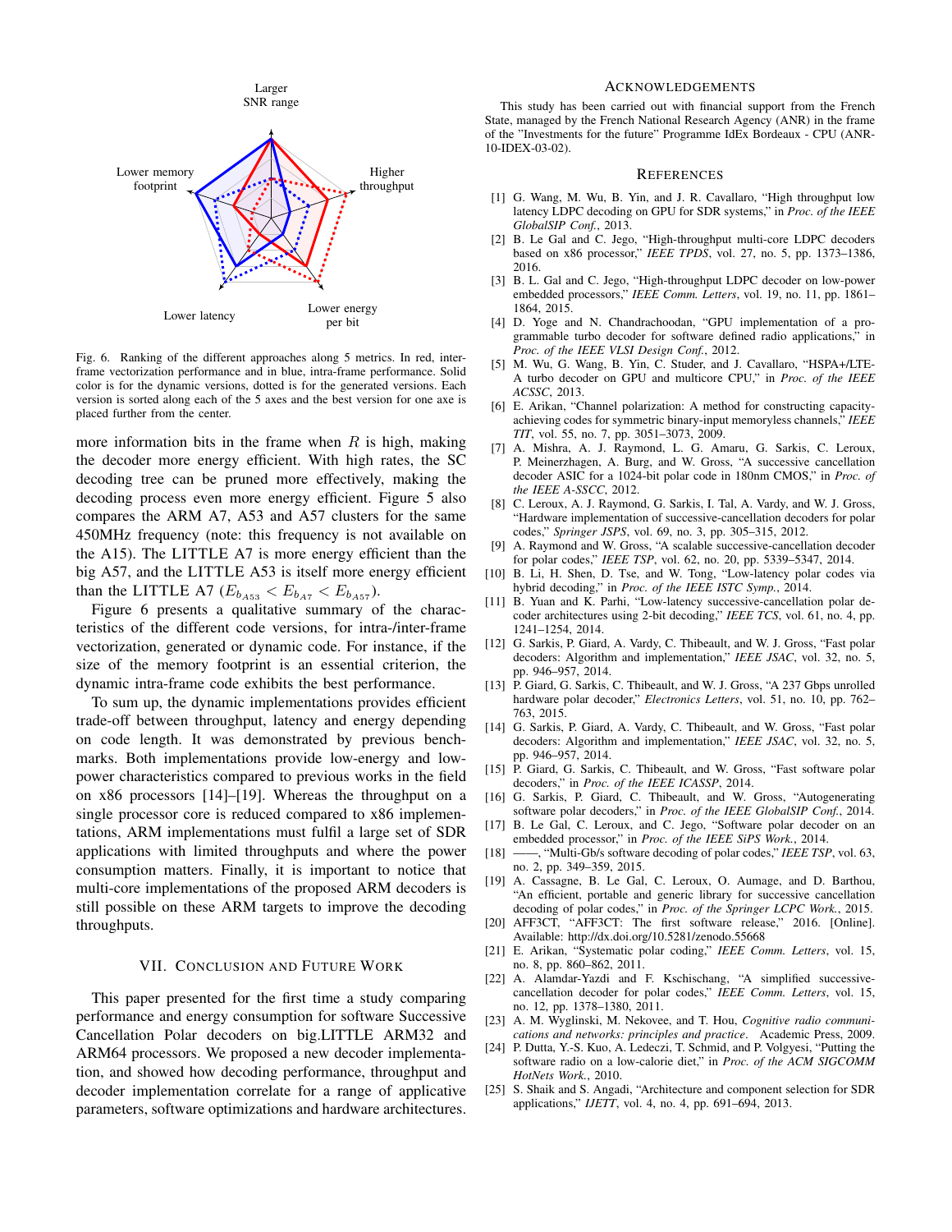Larger
SNR range

Higher
throughput

Lower energy
per bit

Lower latency

Lower memory
footprint

Fig. 6. Ranking of the different approaches along 5 metrics. In red, inter-frame vectorization performance and in blue, intra-frame performance. Solid color is for the dynamic versions, dotted is for the generated versions. Each version is sorted along each of the 5 axes and the best version for one axe is placed further from the center.

more information bits in the frame when $R$ is high, making the decoder more energy efficient. With high rates, the SC decoding tree can be pruned more effectively, making the decoding process even more energy efficient. Figure 5 also compares the ARM A7, A53 and A57 clusters for the same 450MHz frequency (note: this frequency is not available on the A15). The LITTLE A7 is more energy efficient than the big A57, and the LITTLE A53 is itself more energy efficient than the LITTLE A7 ($E_{b_{A53}} < E_{b_{A7}} < E_{b_{A57}}$).

Figure 6 presents a qualitative summary of the characteristics of the different code versions, for intra-/inter-frame vectorization, generated or dynamic code. For instance, if the size of the memory footprint is an essential criterion, the dynamic intra-frame code exhibits the best performance.

To sum up, the dynamic implementations provides efficient trade-off between throughput, latency and energy depending on code length. It was demonstrated by previous benchmarks. Both implementations provide low-energy and low-power characteristics compared to previous works in the field on x86 processors [14]–[19]. Whereas the throughput on a single processor core is reduced compared to x86 implementations, ARM implementations must fulfil a large set of SDR applications with limited throughputs and where the power consumption matters. Finally, it is important to notice that multi-core implementations of the proposed ARM decoders is still possible on these ARM targets to improve the decoding throughputs.

## VII. Conclusion and Future Work

This paper presented for the first time a study comparing performance and energy consumption for software Successive Cancellation Polar decoders on big.LITTLE ARM32 and ARM64 processors. We proposed a new decoder implementation, and showed how decoding performance, throughput and decoder implementation correlate for a range of applicative parameters, software optimizations and hardware architectures.

## Acknowledgements

This study has been carried out with financial support from the French State, managed by the French National Research Agency (ANR) in the frame of the "Investments for the future" Programme IdEx Bordeaux - CPU (ANR-10-IDEX-03-02).

## References

[1] G. Wang, M. Wu, B. Yin, and J. R. Cavallaro, "High throughput low latency LDPC decoding on GPU for SDR systems," in *Proc. of the IEEE GlobalSIP Conf.*, 2013.

[2] B. Le Gal and C. Jego, "High-throughput multi-core LDPC decoders based on x86 processor," *IEEE TPDS*, vol. 27, no. 5, pp. 1373–1386, 2016.

[3] B. L. Gal and C. Jego, "High-throughput LDPC decoder on low-power embedded processors," *IEEE Comm. Letters*, vol. 19, no. 11, pp. 1861–1864, 2015.

[4] D. Yoge and N. Chandrachoodan, "GPU implementation of a programmable turbo decoder for software defined radio applications," in *Proc. of the IEEE VLSI Design Conf.*, 2012.

[5] M. Wu, G. Wang, B. Yin, C. Studer, and J. Cavallaro, "HSPA+/LTE-A turbo decoder on GPU and multicore CPU," in *Proc. of the IEEE ACSSC*, 2013.

[6] E. Arikan, "Channel polarization: A method for constructing capacity-achieving codes for symmetric binary-input memoryless channels," *IEEE TIT*, vol. 55, no. 7, pp. 3051–3073, 2009.

[7] A. Mishra, A. J. Raymond, L. G. Amaru, G. Sarkis, C. Leroux, P. Meinerzhagen, A. Burg, and W. Gross, "A successive cancellation decoder ASIC for a 1024-bit polar code in 180nm CMOS," in *Proc. of the IEEE A-SSCC*, 2012.

[8] C. Leroux, A. J. Raymond, G. Sarkis, I. Tal, A. Vardy, and W. J. Gross, "Hardware implementation of successive-cancellation decoders for polar codes," *Springer JSPS*, vol. 69, no. 3, pp. 305–315, 2012.

[9] A. Raymond and W. Gross, "A scalable successive-cancellation decoder for polar codes," *IEEE TSP*, vol. 62, no. 20, pp. 5339–5347, 2014.

[10] B. Li, H. Shen, D. Tse, and W. Tong, "Low-latency polar codes via hybrid decoding," in *Proc. of the IEEE ISTC Symp.*, 2014.

[11] B. Yuan and K. Parhi, "Low-latency successive-cancellation polar decoder architectures using 2-bit decoding," *IEEE TCS*, vol. 61, no. 4, pp. 1241–1254, 2014.

[12] G. Sarkis, P. Giard, A. Vardy, C. Thibeault, and W. J. Gross, "Fast polar decoders: Algorithm and implementation," *IEEE JSAC*, vol. 32, no. 5, pp. 946–957, 2014.

[13] P. Giard, G. Sarkis, C. Thibeault, and W. J. Gross, "A 237 Gbps unrolled hardware polar decoder," *Electronics Letters*, vol. 51, no. 10, pp. 762–763, 2015.

[14] G. Sarkis, P. Giard, A. Vardy, C. Thibeault, and W. Gross, "Fast polar decoders: Algorithm and implementation," *IEEE JSAC*, vol. 32, no. 5, pp. 946–957, 2014.

[15] P. Giard, G. Sarkis, C. Thibeault, and W. Gross, "Fast software polar decoders," in *Proc. of the IEEE ICASSP*, 2014.

[16] G. Sarkis, P. Giard, C. Thibeault, and W. Gross, "Autogenerating software polar decoders," in *Proc. of the IEEE GlobalSIP Conf.*, 2014.

[17] B. Le Gal, C. Leroux, and C. Jego, "Software polar decoder on an embedded processor," in *Proc. of the IEEE SiPS Work.*, 2014.

[18] ——, "Multi-Gb/s software decoding of polar codes," *IEEE TSP*, vol. 63, no. 2, pp. 349–359, 2015.

[19] A. Cassagne, B. Le Gal, C. Leroux, O. Aumage, and D. Barthou, "An efficient, portable and generic library for successive cancellation decoding of polar codes," in *Proc. of the Springer LCPC Work.*, 2015.

[20] AFF3CT, "AFF3CT: The first software release," 2016. [Online]. Available: http://dx.doi.org/10.5281/zenodo.55668

[21] E. Arikan, "Systematic polar coding," *IEEE Comm. Letters*, vol. 15, no. 8, pp. 860–862, 2011.

[22] A. Alamdar-Yazdi and F. Kschischang, "A simplified successive-cancellation decoder for polar codes," *IEEE Comm. Letters*, vol. 15, no. 12, pp. 1378–1380, 2011.

[23] A. M. Wyglinski, M. Nekovee, and T. Hou, *Cognitive radio communications and networks: principles and practice*. Academic Press, 2009.

[24] P. Dutta, Y.-S. Kuo, A. Ledeczi, T. Schmid, and P. Volgyesi, "Putting the software radio on a low-calorie diet," in *Proc. of the ACM SIGCOMM HotNets Work.*, 2010.

[25] S. Shaik and S. Angadi, "Architecture and component selection for SDR applications," *IJETT*, vol. 4, no. 4, pp. 691–694, 2013.